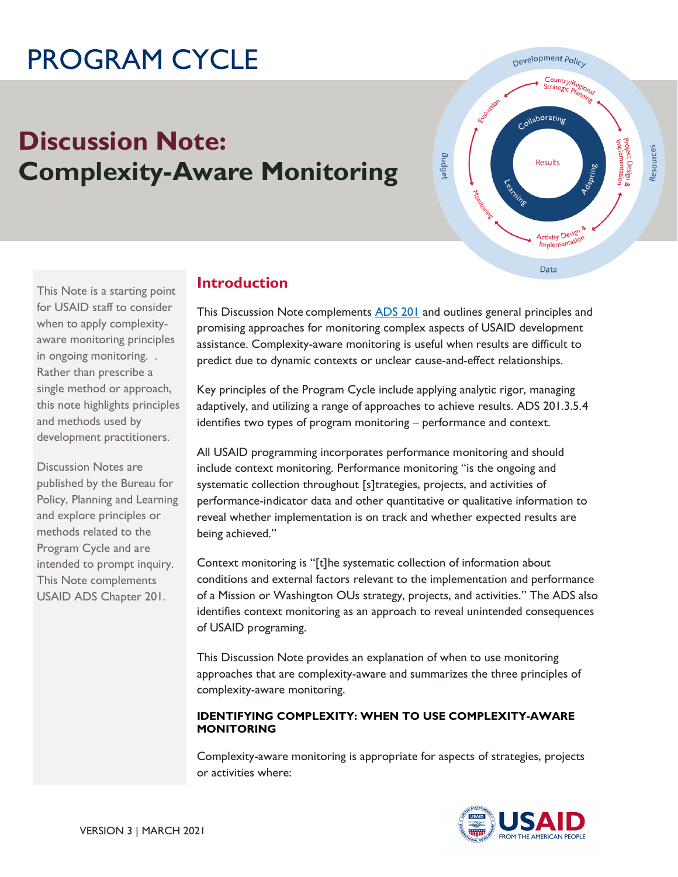# PROGRAM CYCLE

# Discussion Note: Complexity-Aware Monitoring

This Note is a starting point for USAID staff to consider when to apply complexity-aware monitoring principles in ongoing monitoring. . Rather than prescribe a single method or approach, this note highlights principles and methods used by development practitioners.

Discussion Notes are published by the Bureau for Policy, Planning and Learning and explore principles or methods related to the Program Cycle and are intended to prompt inquiry. This Note complements USAID ADS Chapter 201.

## Introduction

This Discussion Note complements ADS 201 and outlines general principles and promising approaches for monitoring complex aspects of USAID development assistance. Complexity-aware monitoring is useful when results are difficult to predict due to dynamic contexts or unclear cause-and-effect relationships.

Key principles of the Program Cycle include applying analytic rigor, managing adaptively, and utilizing a range of approaches to achieve results. ADS 201.3.5.4 identifies two types of program monitoring – performance and context.

All USAID programming incorporates performance monitoring and should include context monitoring. Performance monitoring "is the ongoing and systematic collection throughout [s]trategies, projects, and activities of performance-indicator data and other quantitative or qualitative information to reveal whether implementation is on track and whether expected results are being achieved."

Context monitoring is "[t]he systematic collection of information about conditions and external factors relevant to the implementation and performance of a Mission or Washington OUs strategy, projects, and activities." The ADS also identifies context monitoring as an approach to reveal unintended consequences of USAID programing.

This Discussion Note provides an explanation of when to use monitoring approaches that are complexity-aware and summarizes the three principles of complexity-aware monitoring.

#### IDENTIFYING COMPLEXITY: WHEN TO USE COMPLEXITY-AWARE MONITORING

Complexity-aware monitoring is appropriate for aspects of strategies, projects or activities where:

VERSION 3 | MARCH 2021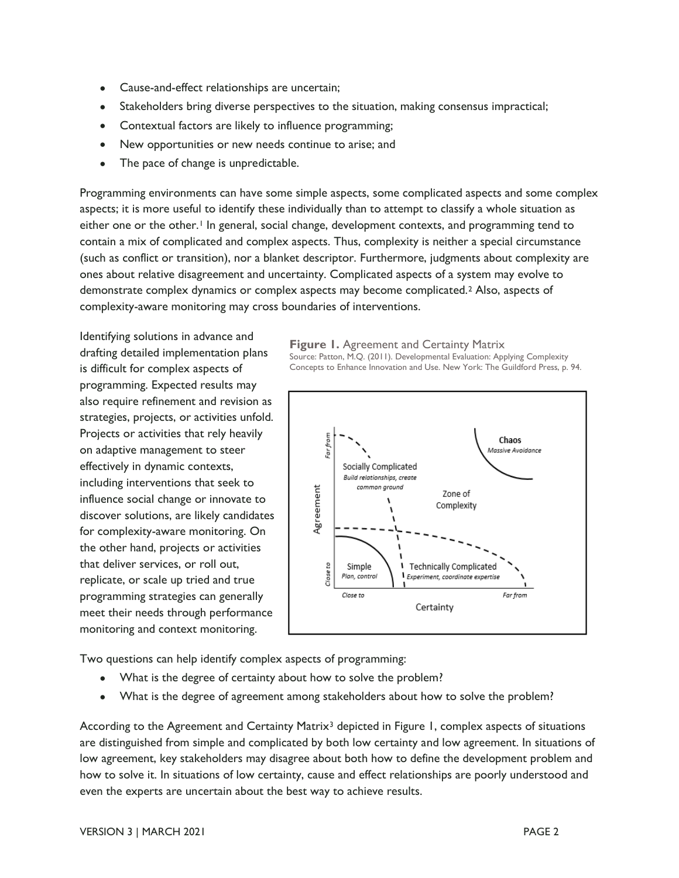- Cause-and-effect relationships are uncertain;
- Stakeholders bring diverse perspectives to the situation, making consensus impractical;
- Contextual factors are likely to influence programming;
- New opportunities or new needs continue to arise; and
- The pace of change is unpredictable.

Programming environments can have some simple aspects, some complicated aspects and some complex aspects; it is more useful to identify these individually than to attempt to classify a whole situation as either one or the other.[1] In general, social change, development contexts, and programming tend to contain a mix of complicated and complex aspects. Thus, complexity is neither a special circumstance (such as conflict or transition), nor a blanket descriptor. Furthermore, judgments about complexity are ones about relative disagreement and uncertainty. Complicated aspects of a system may evolve to demonstrate complex dynamics or complex aspects may become complicated.[2] Also, aspects of complexity-aware monitoring may cross boundaries of interventions.

Identifying solutions in advance and drafting detailed implementation plans is difficult for complex aspects of programming. Expected results may also require refinement and revision as strategies, projects, or activities unfold. Projects or activities that rely heavily on adaptive management to steer effectively in dynamic contexts, including interventions that seek to influence social change or innovate to discover solutions, are likely candidates for complexity-aware monitoring. On the other hand, projects or activities that deliver services, or roll out, replicate, or scale up tried and true programming strategies can generally meet their needs through performance monitoring and context monitoring.

**Figure 1.** Agreement and Certainty Matrix
Source: Patton, M.Q. (2011). Developmental Evaluation: Applying Complexity Concepts to Enhance Innovation and Use. New York: The Guildford Press, p. 94.

Two questions can help identify complex aspects of programming:

- What is the degree of certainty about how to solve the problem?
- What is the degree of agreement among stakeholders about how to solve the problem?

According to the Agreement and Certainty Matrix[3] depicted in Figure 1, complex aspects of situations are distinguished from simple and complicated by both low certainty and low agreement. In situations of low agreement, key stakeholders may disagree about both how to define the development problem and how to solve it. In situations of low certainty, cause and effect relationships are poorly understood and even the experts are uncertain about the best way to achieve results.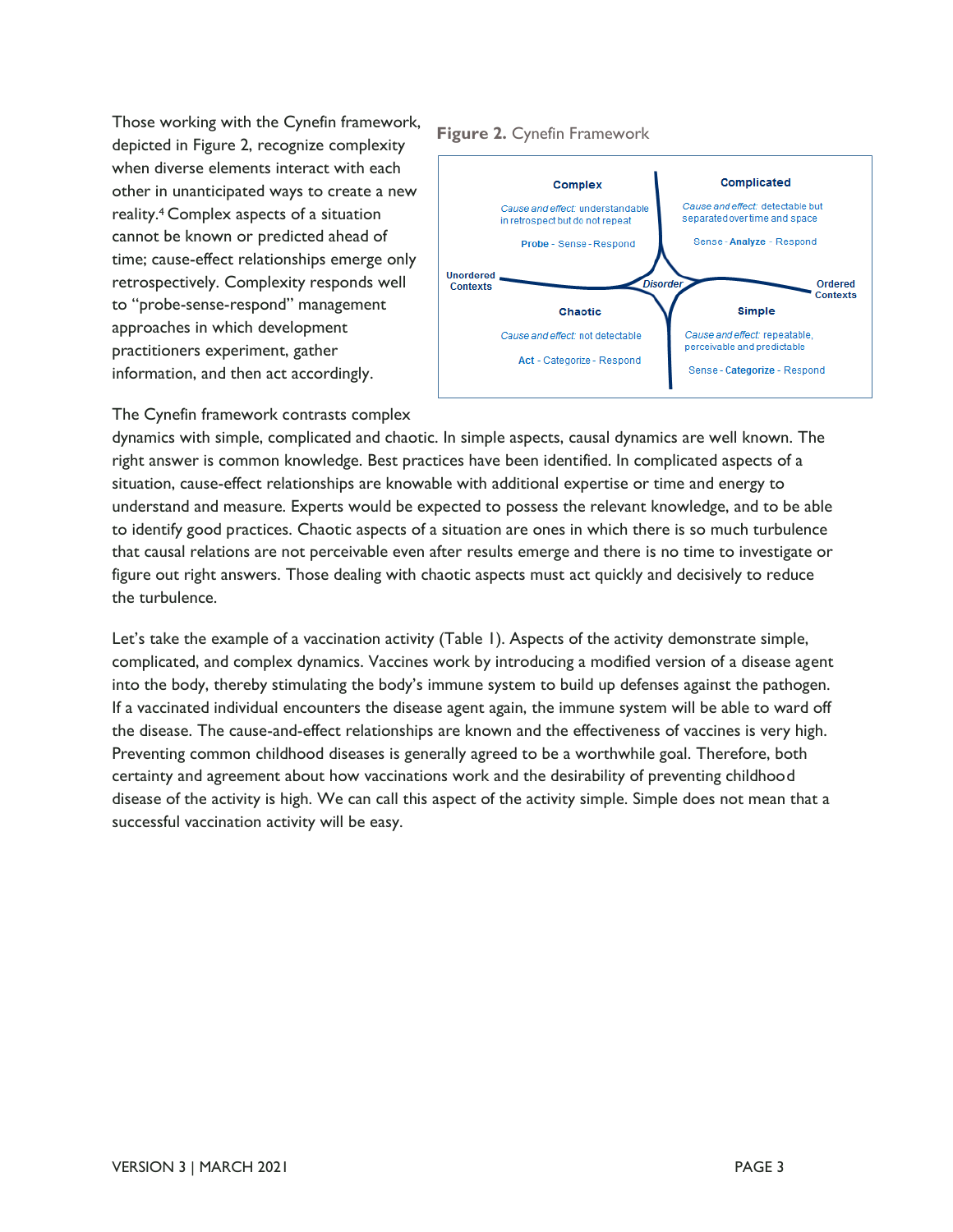Those working with the Cynefin framework, depicted in Figure 2, recognize complexity when diverse elements interact with each other in unanticipated ways to create a new reality.[4] Complex aspects of a situation cannot be known or predicted ahead of time; cause-effect relationships emerge only retrospectively. Complexity responds well to "probe-sense-respond" management approaches in which development practitioners experiment, gather information, and then act accordingly.

**Figure 2.** Cynefin Framework

**Complex**
*Cause and effect:* understandable in retrospect but do not repeat
**Probe** - Sense - Respond

**Complicated**
*Cause and effect:* detectable but separated over time and space
Sense - **Analyze** - Respond

**Chaotic**
*Cause and effect:* not detectable
**Act** - Categorize - Respond

**Simple**
*Cause and effect:* repeatable, perceivable and predictable
Sense - **Categorize** - Respond

**Unordered Contexts** | *Disorder* | **Ordered Contexts**

The Cynefin framework contrasts complex dynamics with simple, complicated and chaotic. In simple aspects, causal dynamics are well known. The right answer is common knowledge. Best practices have been identified. In complicated aspects of a situation, cause-effect relationships are knowable with additional expertise or time and energy to understand and measure. Experts would be expected to possess the relevant knowledge, and to be able to identify good practices. Chaotic aspects of a situation are ones in which there is so much turbulence that causal relations are not perceivable even after results emerge and there is no time to investigate or figure out right answers. Those dealing with chaotic aspects must act quickly and decisively to reduce the turbulence.

Let's take the example of a vaccination activity (Table 1). Aspects of the activity demonstrate simple, complicated, and complex dynamics. Vaccines work by introducing a modified version of a disease agent into the body, thereby stimulating the body's immune system to build up defenses against the pathogen. If a vaccinated individual encounters the disease agent again, the immune system will be able to ward off the disease. The cause-and-effect relationships are known and the effectiveness of vaccines is very high. Preventing common childhood diseases is generally agreed to be a worthwhile goal. Therefore, both certainty and agreement about how vaccinations work and the desirability of preventing childhood disease of the activity is high. We can call this aspect of the activity simple. Simple does not mean that a successful vaccination activity will be easy.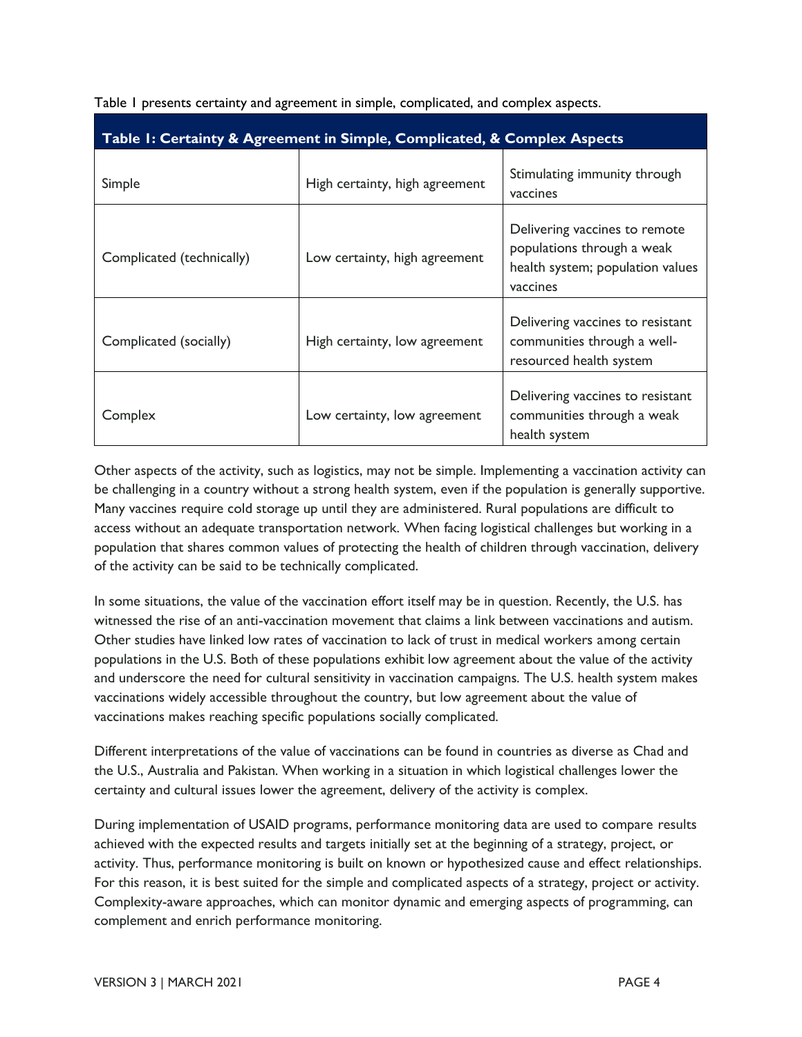Table 1 presents certainty and agreement in simple, complicated, and complex aspects.

| Table 1: Certainty & Agreement in Simple, Complicated, & Complex Aspects | | |
|---|---|---|
| Simple | High certainty, high agreement | Stimulating immunity through vaccines |
| Complicated (technically) | Low certainty, high agreement | Delivering vaccines to remote populations through a weak health system; population values vaccines |
| Complicated (socially) | High certainty, low agreement | Delivering vaccines to resistant communities through a well-resourced health system |
| Complex | Low certainty, low agreement | Delivering vaccines to resistant communities through a weak health system |

Other aspects of the activity, such as logistics, may not be simple. Implementing a vaccination activity can be challenging in a country without a strong health system, even if the population is generally supportive. Many vaccines require cold storage up until they are administered. Rural populations are difficult to access without an adequate transportation network. When facing logistical challenges but working in a population that shares common values of protecting the health of children through vaccination, delivery of the activity can be said to be technically complicated.

In some situations, the value of the vaccination effort itself may be in question. Recently, the U.S. has witnessed the rise of an anti-vaccination movement that claims a link between vaccinations and autism. Other studies have linked low rates of vaccination to lack of trust in medical workers among certain populations in the U.S. Both of these populations exhibit low agreement about the value of the activity and underscore the need for cultural sensitivity in vaccination campaigns. The U.S. health system makes vaccinations widely accessible throughout the country, but low agreement about the value of vaccinations makes reaching specific populations socially complicated.

Different interpretations of the value of vaccinations can be found in countries as diverse as Chad and the U.S., Australia and Pakistan. When working in a situation in which logistical challenges lower the certainty and cultural issues lower the agreement, delivery of the activity is complex.

During implementation of USAID programs, performance monitoring data are used to compare results achieved with the expected results and targets initially set at the beginning of a strategy, project, or activity. Thus, performance monitoring is built on known or hypothesized cause and effect relationships. For this reason, it is best suited for the simple and complicated aspects of a strategy, project or activity. Complexity-aware approaches, which can monitor dynamic and emerging aspects of programming, can complement and enrich performance monitoring.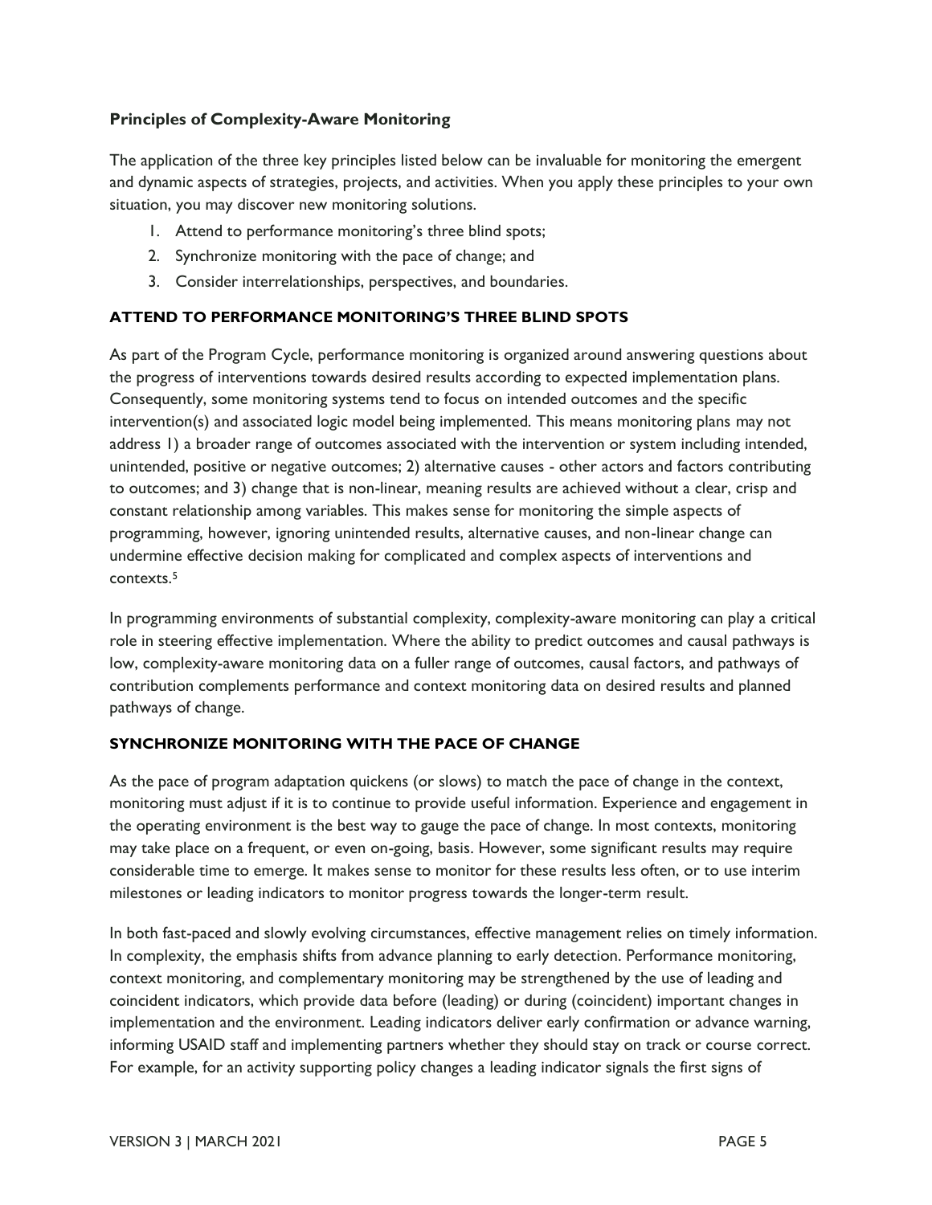### Principles of Complexity-Aware Monitoring

The application of the three key principles listed below can be invaluable for monitoring the emergent and dynamic aspects of strategies, projects, and activities. When you apply these principles to your own situation, you may discover new monitoring solutions.

1. Attend to performance monitoring's three blind spots;
2. Synchronize monitoring with the pace of change; and
3. Consider interrelationships, perspectives, and boundaries.

#### ATTEND TO PERFORMANCE MONITORING'S THREE BLIND SPOTS

As part of the Program Cycle, performance monitoring is organized around answering questions about the progress of interventions towards desired results according to expected implementation plans. Consequently, some monitoring systems tend to focus on intended outcomes and the specific intervention(s) and associated logic model being implemented. This means monitoring plans may not address 1) a broader range of outcomes associated with the intervention or system including intended, unintended, positive or negative outcomes; 2) alternative causes - other actors and factors contributing to outcomes; and 3) change that is non-linear, meaning results are achieved without a clear, crisp and constant relationship among variables. This makes sense for monitoring the simple aspects of programming, however, ignoring unintended results, alternative causes, and non-linear change can undermine effective decision making for complicated and complex aspects of interventions and contexts.[5]

In programming environments of substantial complexity, complexity-aware monitoring can play a critical role in steering effective implementation. Where the ability to predict outcomes and causal pathways is low, complexity-aware monitoring data on a fuller range of outcomes, causal factors, and pathways of contribution complements performance and context monitoring data on desired results and planned pathways of change.

#### SYNCHRONIZE MONITORING WITH THE PACE OF CHANGE

As the pace of program adaptation quickens (or slows) to match the pace of change in the context, monitoring must adjust if it is to continue to provide useful information. Experience and engagement in the operating environment is the best way to gauge the pace of change. In most contexts, monitoring may take place on a frequent, or even on-going, basis. However, some significant results may require considerable time to emerge. It makes sense to monitor for these results less often, or to use interim milestones or leading indicators to monitor progress towards the longer-term result.

In both fast-paced and slowly evolving circumstances, effective management relies on timely information. In complexity, the emphasis shifts from advance planning to early detection. Performance monitoring, context monitoring, and complementary monitoring may be strengthened by the use of leading and coincident indicators, which provide data before (leading) or during (coincident) important changes in implementation and the environment. Leading indicators deliver early confirmation or advance warning, informing USAID staff and implementing partners whether they should stay on track or course correct. For example, for an activity supporting policy changes a leading indicator signals the first signs of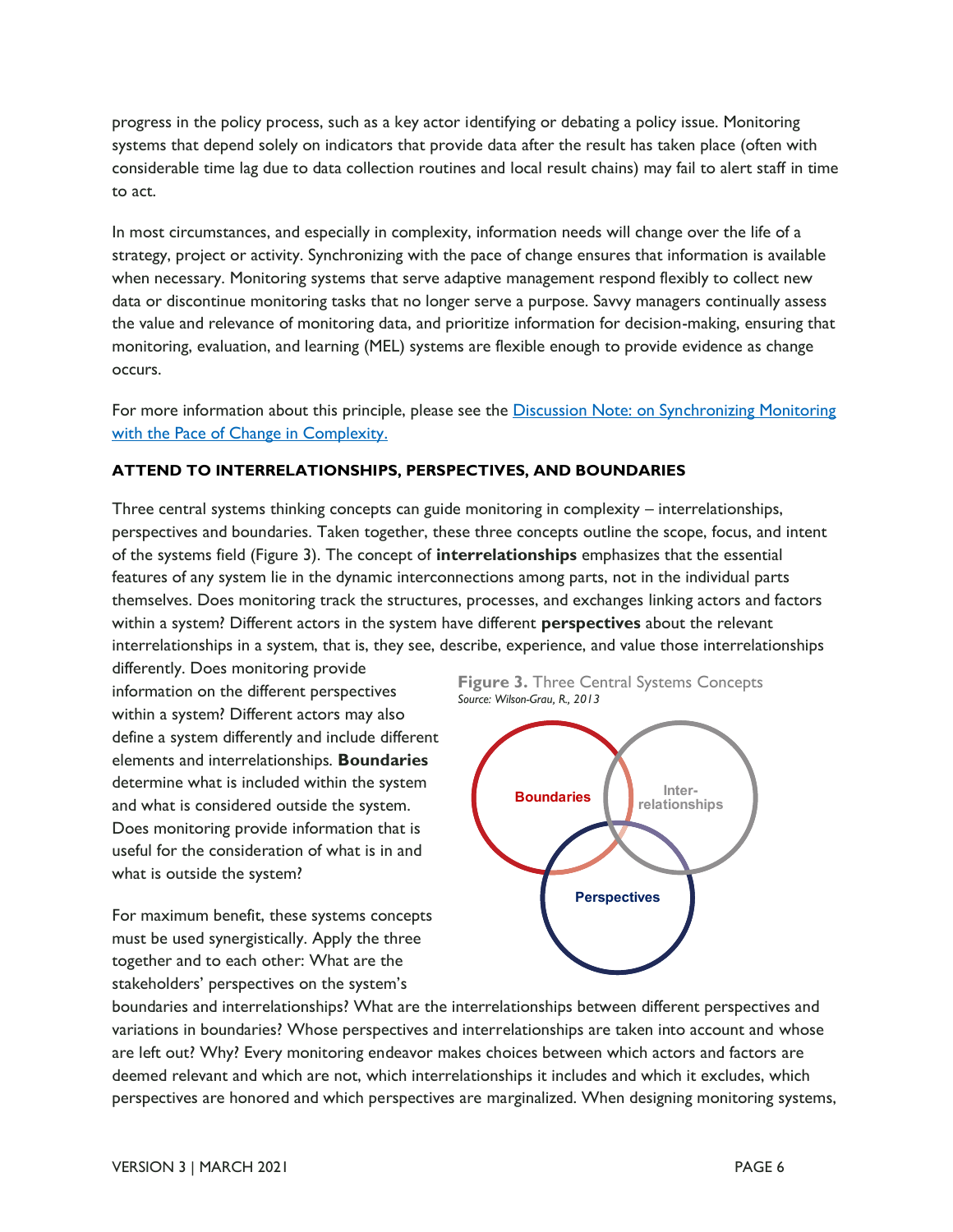progress in the policy process, such as a key actor identifying or debating a policy issue. Monitoring systems that depend solely on indicators that provide data after the result has taken place (often with considerable time lag due to data collection routines and local result chains) may fail to alert staff in time to act.

In most circumstances, and especially in complexity, information needs will change over the life of a strategy, project or activity. Synchronizing with the pace of change ensures that information is available when necessary. Monitoring systems that serve adaptive management respond flexibly to collect new data or discontinue monitoring tasks that no longer serve a purpose. Savvy managers continually assess the value and relevance of monitoring data, and prioritize information for decision-making, ensuring that monitoring, evaluation, and learning (MEL) systems are flexible enough to provide evidence as change occurs.

For more information about this principle, please see the [Discussion Note: on Synchronizing Monitoring with the Pace of Change in Complexity.]

### ATTEND TO INTERRELATIONSHIPS, PERSPECTIVES, AND BOUNDARIES

Three central systems thinking concepts can guide monitoring in complexity – interrelationships, perspectives and boundaries. Taken together, these three concepts outline the scope, focus, and intent of the systems field (Figure 3). The concept of **interrelationships** emphasizes that the essential features of any system lie in the dynamic interconnections among parts, not in the individual parts themselves. Does monitoring track the structures, processes, and exchanges linking actors and factors within a system? Different actors in the system have different **perspectives** about the relevant interrelationships in a system, that is, they see, describe, experience, and value those interrelationships differently. Does monitoring provide information on the different perspectives within a system? Different actors may also define a system differently and include different elements and interrelationships. **Boundaries** determine what is included within the system and what is considered outside the system. Does monitoring provide information that is useful for the consideration of what is in and what is outside the system?

**Figure 3.** Three Central Systems Concepts
*Source: Wilson-Grau, R., 2013*

Boundaries | Inter-relationships | Perspectives

For maximum benefit, these systems concepts must be used synergistically. Apply the three together and to each other: What are the stakeholders' perspectives on the system's boundaries and interrelationships? What are the interrelationships between different perspectives and variations in boundaries? Whose perspectives and interrelationships are taken into account and whose are left out? Why? Every monitoring endeavor makes choices between which actors and factors are deemed relevant and which are not, which interrelationships it includes and which it excludes, which perspectives are honored and which perspectives are marginalized. When designing monitoring systems,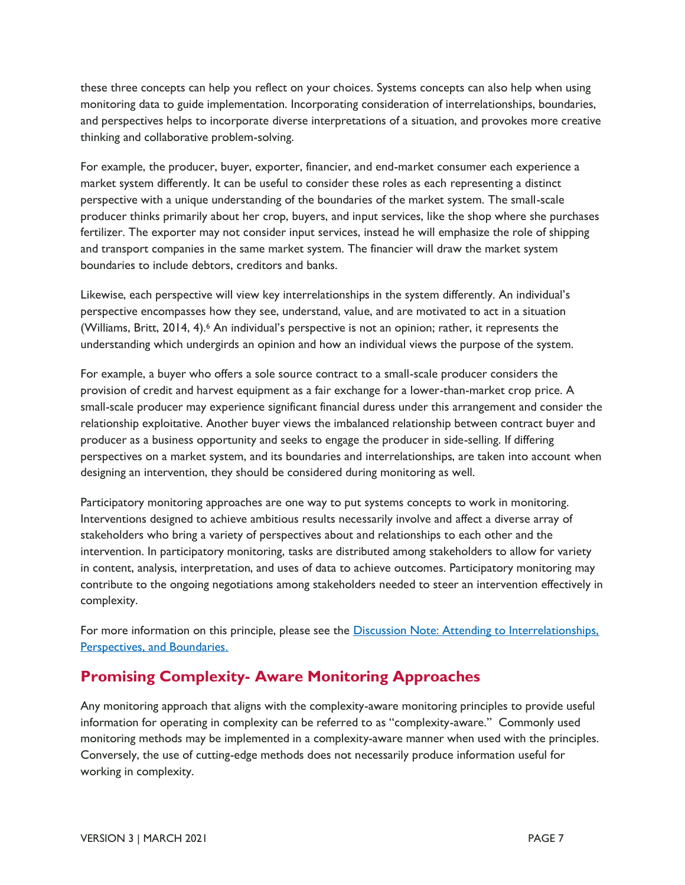these three concepts can help you reflect on your choices. Systems concepts can also help when using monitoring data to guide implementation. Incorporating consideration of interrelationships, boundaries, and perspectives helps to incorporate diverse interpretations of a situation, and provokes more creative thinking and collaborative problem-solving.

For example, the producer, buyer, exporter, financier, and end-market consumer each experience a market system differently. It can be useful to consider these roles as each representing a distinct perspective with a unique understanding of the boundaries of the market system. The small-scale producer thinks primarily about her crop, buyers, and input services, like the shop where she purchases fertilizer. The exporter may not consider input services, instead he will emphasize the role of shipping and transport companies in the same market system. The financier will draw the market system boundaries to include debtors, creditors and banks.

Likewise, each perspective will view key interrelationships in the system differently. An individual's perspective encompasses how they see, understand, value, and are motivated to act in a situation (Williams, Britt, 2014, 4).[6] An individual's perspective is not an opinion; rather, it represents the understanding which undergirds an opinion and how an individual views the purpose of the system.

For example, a buyer who offers a sole source contract to a small-scale producer considers the provision of credit and harvest equipment as a fair exchange for a lower-than-market crop price. A small-scale producer may experience significant financial duress under this arrangement and consider the relationship exploitative. Another buyer views the imbalanced relationship between contract buyer and producer as a business opportunity and seeks to engage the producer in side-selling. If differing perspectives on a market system, and its boundaries and interrelationships, are taken into account when designing an intervention, they should be considered during monitoring as well.

Participatory monitoring approaches are one way to put systems concepts to work in monitoring. Interventions designed to achieve ambitious results necessarily involve and affect a diverse array of stakeholders who bring a variety of perspectives about and relationships to each other and the intervention. In participatory monitoring, tasks are distributed among stakeholders to allow for variety in content, analysis, interpretation, and uses of data to achieve outcomes. Participatory monitoring may contribute to the ongoing negotiations among stakeholders needed to steer an intervention effectively in complexity.

For more information on this principle, please see the [Discussion Note: Attending to Interrelationships, Perspectives, and Boundaries.]

## Promising Complexity- Aware Monitoring Approaches

Any monitoring approach that aligns with the complexity-aware monitoring principles to provide useful information for operating in complexity can be referred to as "complexity-aware." Commonly used monitoring methods may be implemented in a complexity-aware manner when used with the principles. Conversely, the use of cutting-edge methods does not necessarily produce information useful for working in complexity.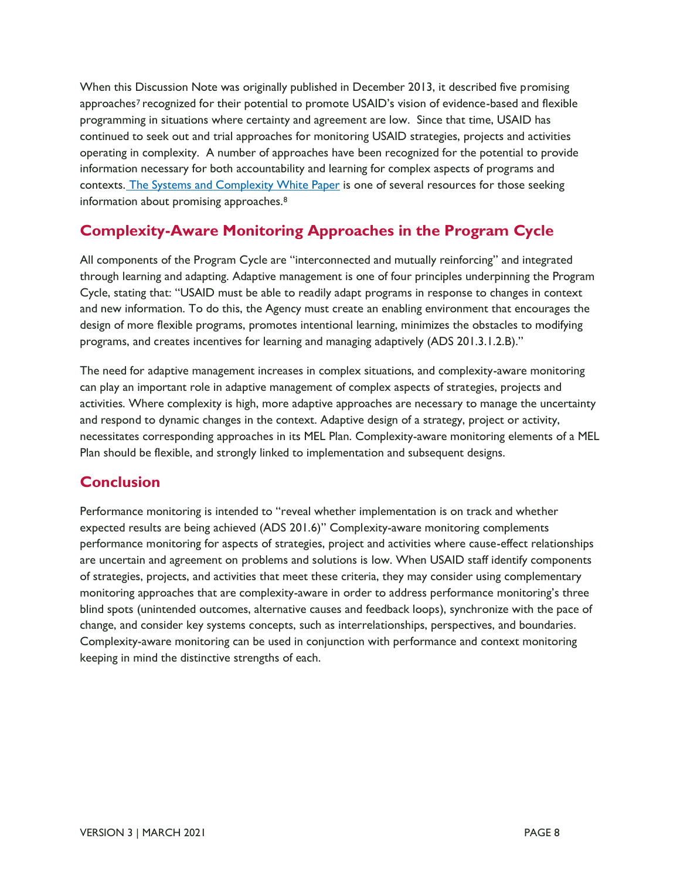When this Discussion Note was originally published in December 2013, it described five promising approaches[7] recognized for their potential to promote USAID's vision of evidence-based and flexible programming in situations where certainty and agreement are low. Since that time, USAID has continued to seek out and trial approaches for monitoring USAID strategies, projects and activities operating in complexity. A number of approaches have been recognized for the potential to provide information necessary for both accountability and learning for complex aspects of programs and contexts. The Systems and Complexity White Paper is one of several resources for those seeking information about promising approaches.[8]

## Complexity-Aware Monitoring Approaches in the Program Cycle

All components of the Program Cycle are "interconnected and mutually reinforcing" and integrated through learning and adapting. Adaptive management is one of four principles underpinning the Program Cycle, stating that: "USAID must be able to readily adapt programs in response to changes in context and new information. To do this, the Agency must create an enabling environment that encourages the design of more flexible programs, promotes intentional learning, minimizes the obstacles to modifying programs, and creates incentives for learning and managing adaptively (ADS 201.3.1.2.B)."

The need for adaptive management increases in complex situations, and complexity-aware monitoring can play an important role in adaptive management of complex aspects of strategies, projects and activities. Where complexity is high, more adaptive approaches are necessary to manage the uncertainty and respond to dynamic changes in the context. Adaptive design of a strategy, project or activity, necessitates corresponding approaches in its MEL Plan. Complexity-aware monitoring elements of a MEL Plan should be flexible, and strongly linked to implementation and subsequent designs.

## Conclusion

Performance monitoring is intended to "reveal whether implementation is on track and whether expected results are being achieved (ADS 201.6)" Complexity-aware monitoring complements performance monitoring for aspects of strategies, project and activities where cause-effect relationships are uncertain and agreement on problems and solutions is low. When USAID staff identify components of strategies, projects, and activities that meet these criteria, they may consider using complementary monitoring approaches that are complexity-aware in order to address performance monitoring's three blind spots (unintended outcomes, alternative causes and feedback loops), synchronize with the pace of change, and consider key systems concepts, such as interrelationships, perspectives, and boundaries. Complexity-aware monitoring can be used in conjunction with performance and context monitoring keeping in mind the distinctive strengths of each.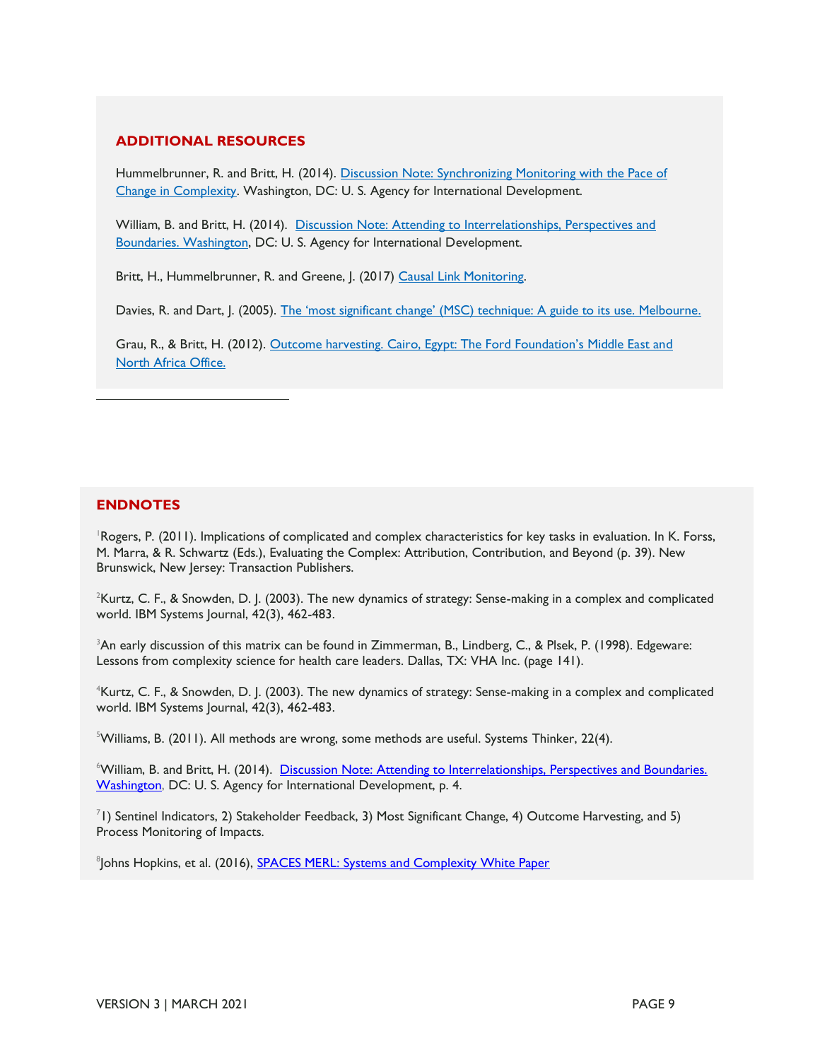## ADDITIONAL RESOURCES

Hummelbrunner, R. and Britt, H. (2014). Discussion Note: Synchronizing Monitoring with the Pace of Change in Complexity. Washington, DC: U. S. Agency for International Development.

William, B. and Britt, H. (2014). Discussion Note: Attending to Interrelationships, Perspectives and Boundaries. Washington, DC: U. S. Agency for International Development.

Britt, H., Hummelbrunner, R. and Greene, J. (2017) Causal Link Monitoring.

Davies, R. and Dart, J. (2005). The 'most significant change' (MSC) technique: A guide to its use. Melbourne.

Grau, R., & Britt, H. (2012). Outcome harvesting. Cairo, Egypt: The Ford Foundation's Middle East and North Africa Office.

## ENDNOTES

[1]Rogers, P. (2011). Implications of complicated and complex characteristics for key tasks in evaluation. In K. Forss, M. Marra, & R. Schwartz (Eds.), Evaluating the Complex: Attribution, Contribution, and Beyond (p. 39). New Brunswick, New Jersey: Transaction Publishers.

[2]Kurtz, C. F., & Snowden, D. J. (2003). The new dynamics of strategy: Sense-making in a complex and complicated world. IBM Systems Journal, 42(3), 462-483.

[3]An early discussion of this matrix can be found in Zimmerman, B., Lindberg, C., & Plsek, P. (1998). Edgeware: Lessons from complexity science for health care leaders. Dallas, TX: VHA Inc. (page 141).

[4]Kurtz, C. F., & Snowden, D. J. (2003). The new dynamics of strategy: Sense-making in a complex and complicated world. IBM Systems Journal, 42(3), 462-483.

[5]Williams, B. (2011). All methods are wrong, some methods are useful. Systems Thinker, 22(4).

[6]William, B. and Britt, H. (2014). Discussion Note: Attending to Interrelationships, Perspectives and Boundaries. Washington, DC: U. S. Agency for International Development, p. 4.

[7]1) Sentinel Indicators, 2) Stakeholder Feedback, 3) Most Significant Change, 4) Outcome Harvesting, and 5) Process Monitoring of Impacts.

[8]Johns Hopkins, et al. (2016), SPACES MERL: Systems and Complexity White Paper